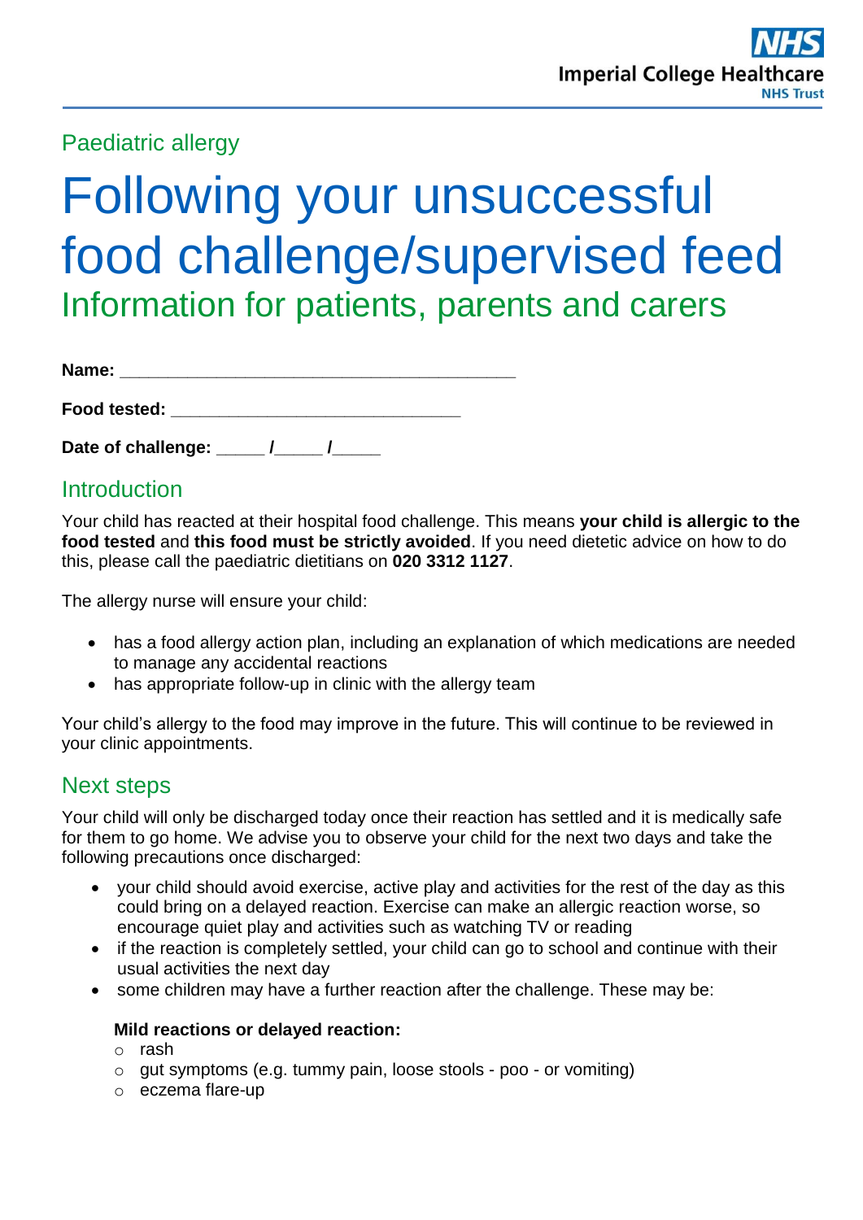Paediatric allergy

# Following your unsuccessful food challenge/supervised feed

## Information for patients, parents and carers

**Name:** ___________________________________________

**Food tested:** ______________________________

**Date of challenge:** _____ /_____ /_____

## Introduction

Your child has reacted at their hospital food challenge. This means **your child is allergic to the food tested** and **this food must be strictly avoided**. If you need dietetic advice on how to do this, please call the paediatric dietitians on **020 3312 1127**.

The allergy nurse will ensure your child:

- has a food allergy action plan, including an explanation of which medications are needed to manage any accidental reactions
- has appropriate follow-up in clinic with the allergy team

Your child's allergy to the food may improve in the future. This will continue to be reviewed in your clinic appointments.

## Next steps

Your child will only be discharged today once their reaction has settled and it is medically safe for them to go home. We advise you to observe your child for the next two days and take the following precautions once discharged:

- your child should avoid exercise, active play and activities for the rest of the day as this could bring on a delayed reaction. Exercise can make an allergic reaction worse, so encourage quiet play and activities such as watching TV or reading
- if the reaction is completely settled, your child can go to school and continue with their usual activities the next day
- some children may have a further reaction after the challenge. These may be:

  **Mild reactions or delayed reaction:**
  - rash
  - gut symptoms (e.g. tummy pain, loose stools - poo - or vomiting)
  - eczema flare-up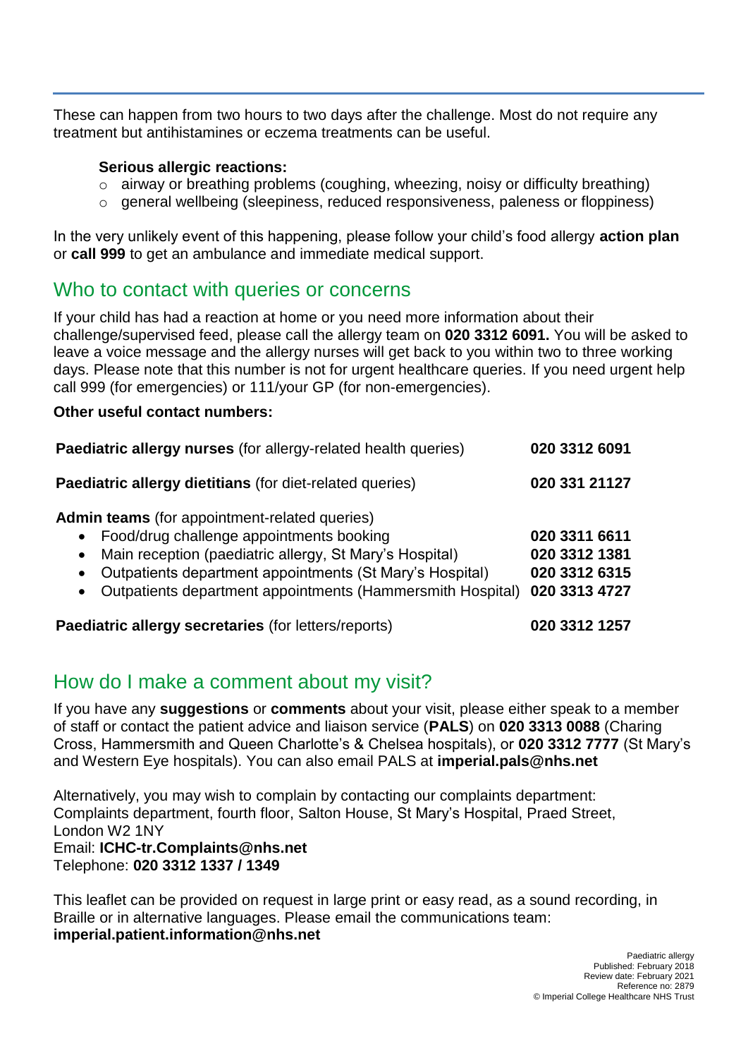These can happen from two hours to two days after the challenge. Most do not require any treatment but antihistamines or eczema treatments can be useful.

**Serious allergic reactions:**

- airway or breathing problems (coughing, wheezing, noisy or difficulty breathing)
- general wellbeing (sleepiness, reduced responsiveness, paleness or floppiness)

In the very unlikely event of this happening, please follow your child's food allergy **action plan** or **call 999** to get an ambulance and immediate medical support.

## Who to contact with queries or concerns

If your child has had a reaction at home or you need more information about their challenge/supervised feed, please call the allergy team on **020 3312 6091.** You will be asked to leave a voice message and the allergy nurses will get back to you within two to three working days. Please note that this number is not for urgent healthcare queries. If you need urgent help call 999 (for emergencies) or 111/your GP (for non-emergencies).

**Other useful contact numbers:**

| | |
|---|---|
| **Paediatric allergy nurses** (for allergy-related health queries) | **020 3312 6091** |
| **Paediatric allergy dietitians** (for diet-related queries) | **020 331 21127** |
| **Admin teams** (for appointment-related queries) | |
| • Food/drug challenge appointments booking | **020 3311 6611** |
| • Main reception (paediatric allergy, St Mary's Hospital) | **020 3312 1381** |
| • Outpatients department appointments (St Mary's Hospital) | **020 3312 6315** |
| • Outpatients department appointments (Hammersmith Hospital) | **020 3313 4727** |
| **Paediatric allergy secretaries** (for letters/reports) | **020 3312 1257** |

## How do I make a comment about my visit?

If you have any **suggestions** or **comments** about your visit, please either speak to a member of staff or contact the patient advice and liaison service (**PALS**) on **020 3313 0088** (Charing Cross, Hammersmith and Queen Charlotte's & Chelsea hospitals), or **020 3312 7777** (St Mary's and Western Eye hospitals). You can also email PALS at **imperial.pals@nhs.net**

Alternatively, you may wish to complain by contacting our complaints department:
Complaints department, fourth floor, Salton House, St Mary's Hospital, Praed Street, London W2 1NY
Email: **ICHC-tr.Complaints@nhs.net**
Telephone: **020 3312 1337 / 1349**

This leaflet can be provided on request in large print or easy read, as a sound recording, in Braille or in alternative languages. Please email the communications team: **imperial.patient.information@nhs.net**

Paediatric allergy
Published: February 2018
Review date: February 2021
Reference no: 2879
© Imperial College Healthcare NHS Trust